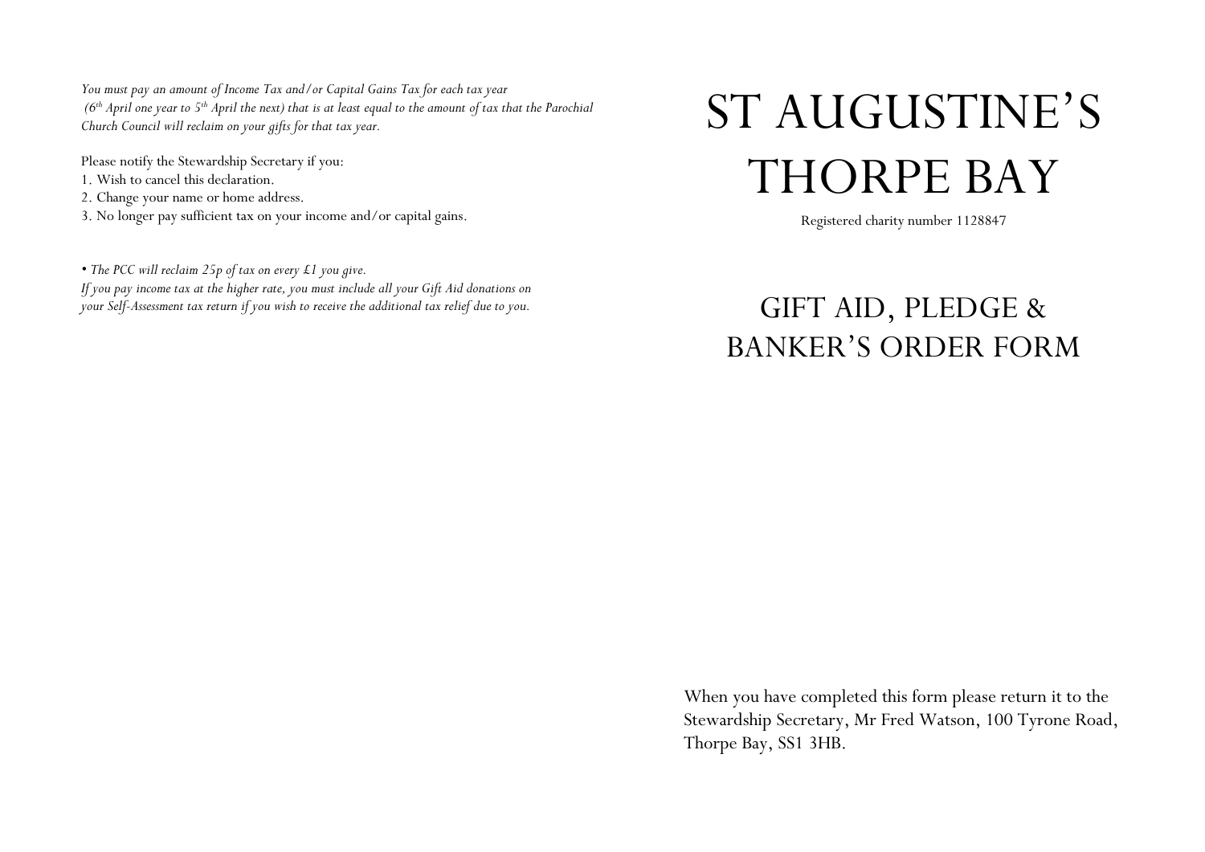*You must pay an amount of Income Tax and/or Capital Gains Tax for each tax year (6th April one year to 5th April the next) that is at least equal to the amount of tax that the Parochial Church Council will reclaim on your gifts for that tax year.*

Please notify the Stewardship Secretary if you:

1. Wish to cancel this declaration.
2. Change your name or home address.
3. No longer pay sufficient tax on your income and/or capital gains.

*• The PCC will reclaim 25p of tax on every £1 you give.*
*If you pay income tax at the higher rate, you must include all your Gift Aid donations on your Self-Assessment tax return if you wish to receive the additional tax relief due to you.*

# ST AUGUSTINE'S THORPE BAY

Registered charity number 1128847

## GIFT AID, PLEDGE & BANKER'S ORDER FORM

When you have completed this form please return it to the Stewardship Secretary, Mr Fred Watson, 100 Tyrone Road, Thorpe Bay, SS1 3HB.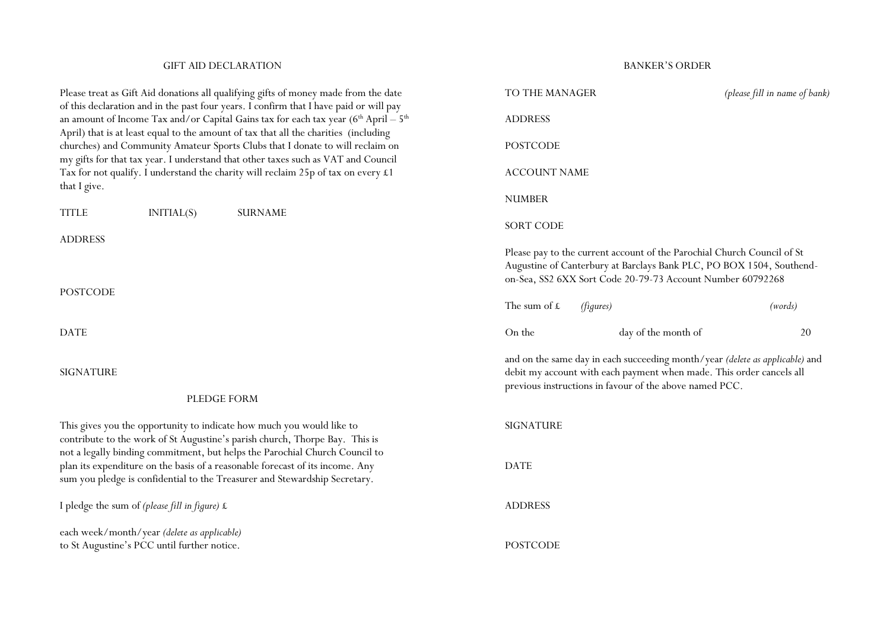## GIFT AID DECLARATION

Please treat as Gift Aid donations all qualifying gifts of money made from the date of this declaration and in the past four years. I confirm that I have paid or will pay an amount of Income Tax and/or Capital Gains tax for each tax year (6th April – 5th April) that is at least equal to the amount of tax that all the charities (including churches) and Community Amateur Sports Clubs that I donate to will reclaim on my gifts for that tax year. I understand that other taxes such as VAT and Council Tax for not qualify. I understand the charity will reclaim 25p of tax on every £1 that I give.

TITLE INITIAL(S) SURNAME

ADDRESS

POSTCODE

DATE

SIGNATURE

## PLEDGE FORM

This gives you the opportunity to indicate how much you would like to contribute to the work of St Augustine's parish church, Thorpe Bay. This is not a legally binding commitment, but helps the Parochial Church Council to plan its expenditure on the basis of a reasonable forecast of its income. Any sum you pledge is confidential to the Treasurer and Stewardship Secretary.

I pledge the sum of *(please fill in figure)* £

each week/month/year *(delete as applicable)*
to St Augustine's PCC until further notice.

## BANKER'S ORDER

TO THE MANAGER *(please fill in name of bank)*

ADDRESS

POSTCODE

ACCOUNT NAME

NUMBER

SORT CODE

Please pay to the current account of the Parochial Church Council of St Augustine of Canterbury at Barclays Bank PLC, PO BOX 1504, Southend-on-Sea, SS2 6XX Sort Code 20-79-73 Account Number 60792268

The sum of £ *(figures)* *(words)*

On the day of the month of 20

and on the same day in each succeeding month/year *(delete as applicable)* and debit my account with each payment when made. This order cancels all previous instructions in favour of the above named PCC.

SIGNATURE

DATE

ADDRESS

POSTCODE